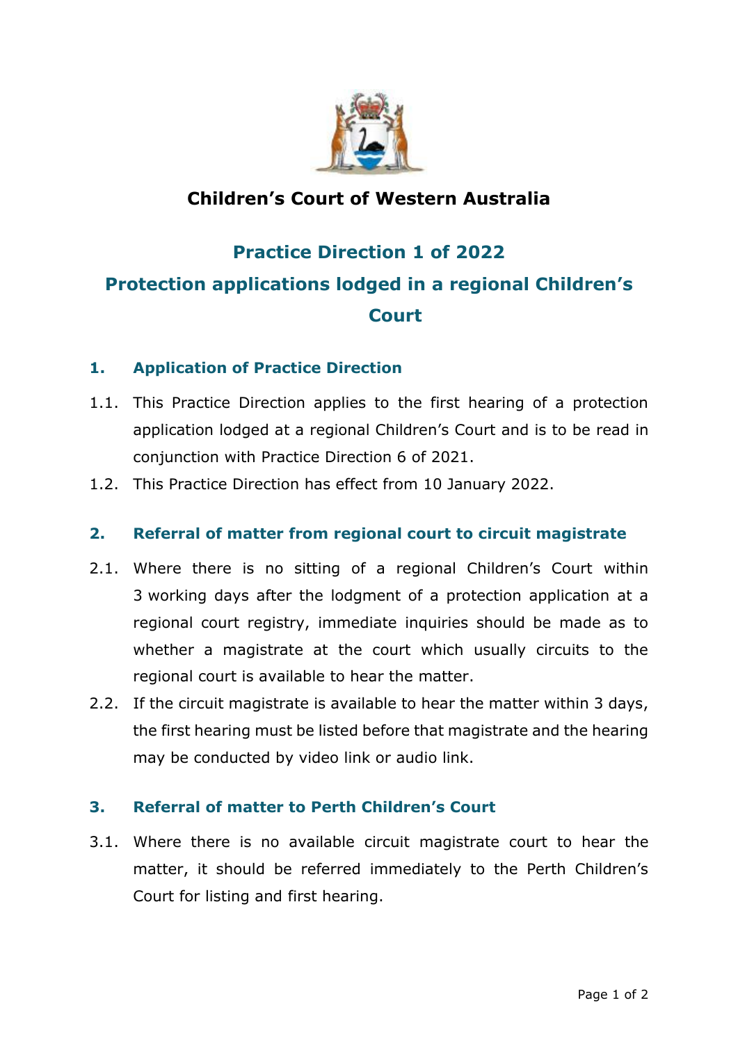# Children's Court of Western Australia

## Practice Direction 1 of 2022

## Protection applications lodged in a regional Children's Court

### 1. Application of Practice Direction

1.1. This Practice Direction applies to the first hearing of a protection application lodged at a regional Children's Court and is to be read in conjunction with Practice Direction 6 of 2021.

1.2. This Practice Direction has effect from 10 January 2022.

### 2. Referral of matter from regional court to circuit magistrate

2.1. Where there is no sitting of a regional Children's Court within 3 working days after the lodgment of a protection application at a regional court registry, immediate inquiries should be made as to whether a magistrate at the court which usually circuits to the regional court is available to hear the matter.

2.2. If the circuit magistrate is available to hear the matter within 3 days, the first hearing must be listed before that magistrate and the hearing may be conducted by video link or audio link.

### 3. Referral of matter to Perth Children's Court

3.1. Where there is no available circuit magistrate court to hear the matter, it should be referred immediately to the Perth Children's Court for listing and first hearing.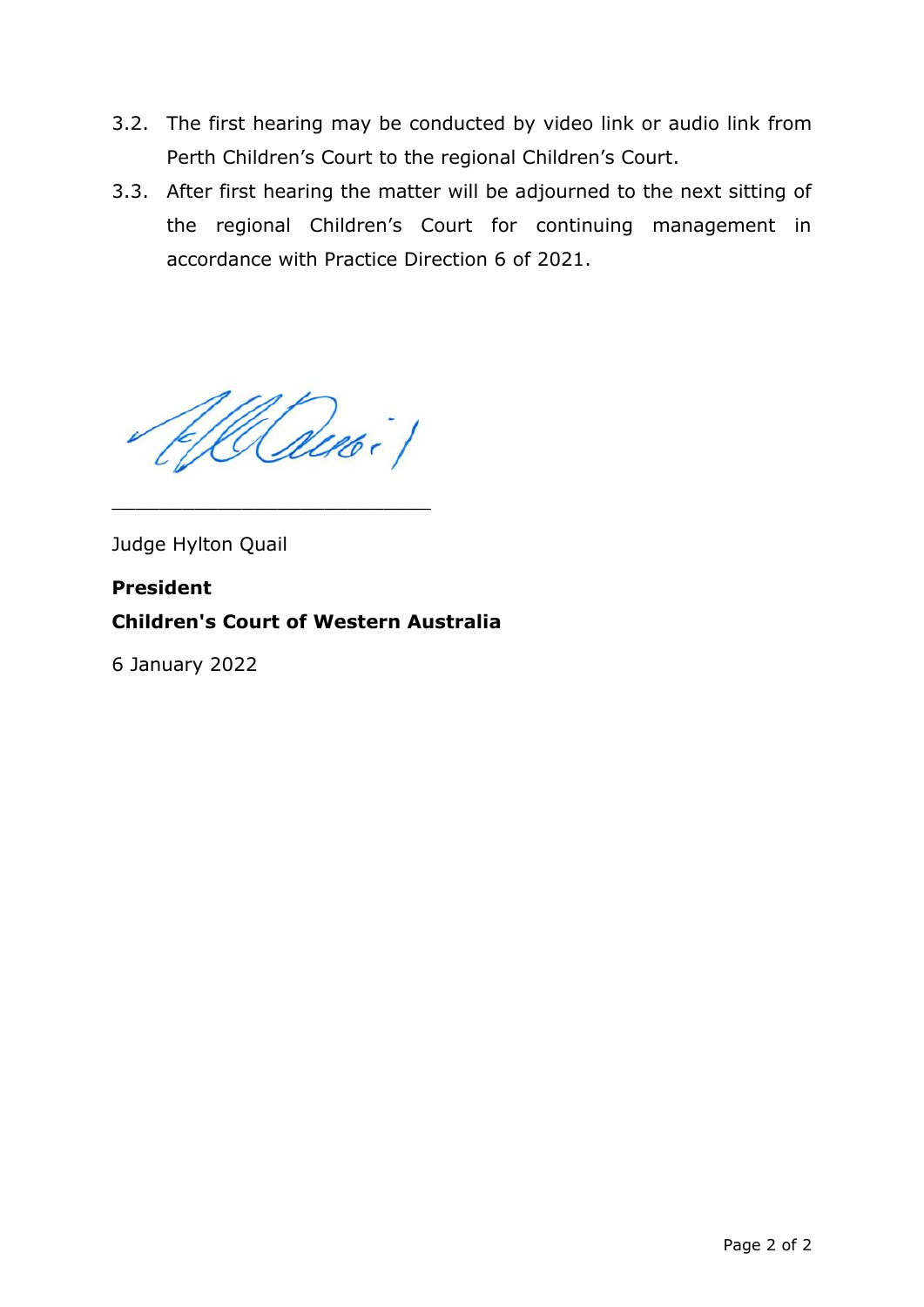3.2. The first hearing may be conducted by video link or audio link from Perth Children's Court to the regional Children's Court.

3.3. After first hearing the matter will be adjourned to the next sitting of the regional Children's Court for continuing management in accordance with Practice Direction 6 of 2021.

\_\_\_\_\_\_\_\_\_\_\_\_\_\_\_\_\_\_\_\_\_\_\_\_\_\_\_

Judge Hylton Quail

**President**

**Children's Court of Western Australia**

6 January 2022